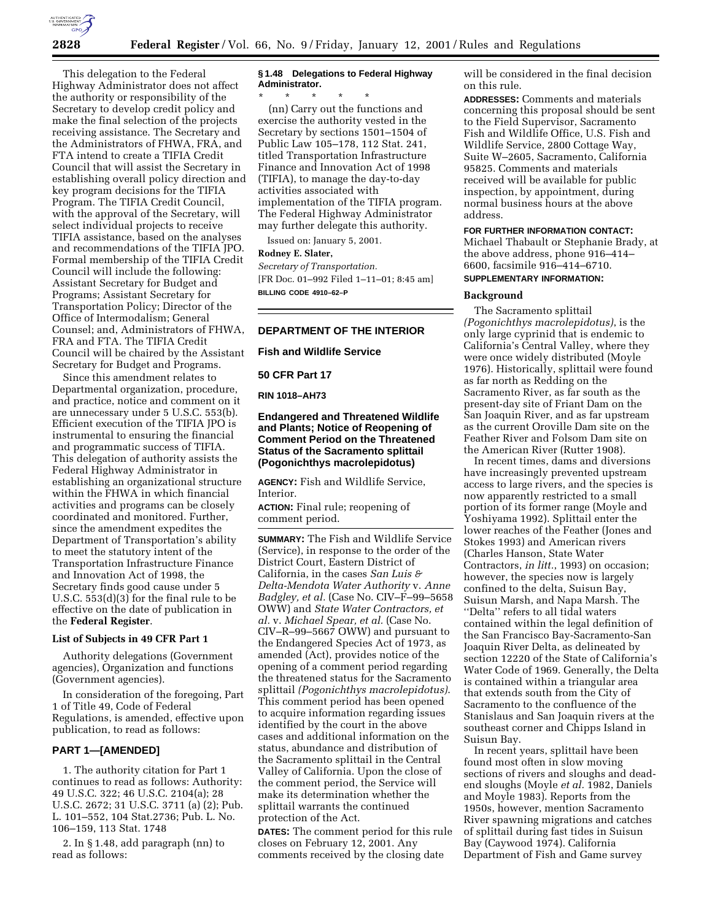This delegation to the Federal Highway Administrator does not affect the authority or responsibility of the Secretary to develop credit policy and make the final selection of the projects receiving assistance. The Secretary and the Administrators of FHWA, FRA, and FTA intend to create a TIFIA Credit Council that will assist the Secretary in establishing overall policy direction and key program decisions for the TIFIA Program. The TIFIA Credit Council, with the approval of the Secretary, will select individual projects to receive TIFIA assistance, based on the analyses and recommendations of the TIFIA JPO. Formal membership of the TIFIA Credit Council will include the following: Assistant Secretary for Budget and Programs; Assistant Secretary for Transportation Policy; Director of the Office of Intermodalism; General Counsel; and, Administrators of FHWA, FRA and FTA. The TIFIA Credit Council will be chaired by the Assistant Secretary for Budget and Programs.

Since this amendment relates to Departmental organization, procedure, and practice, notice and comment on it are unnecessary under 5 U.S.C. 553(b). Efficient execution of the TIFIA JPO is instrumental to ensuring the financial and programmatic success of TIFIA. This delegation of authority assists the Federal Highway Administrator in establishing an organizational structure within the FHWA in which financial activities and programs can be closely coordinated and monitored. Further, since the amendment expedites the Department of Transportation's ability to meet the statutory intent of the Transportation Infrastructure Finance and Innovation Act of 1998, the Secretary finds good cause under 5 U.S.C. 553(d)(3) for the final rule to be effective on the date of publication in the **Federal Register**.

**List of Subjects in 49 CFR Part 1**

Authority delegations (Government agencies), Organization and functions (Government agencies).

In consideration of the foregoing, Part 1 of Title 49, Code of Federal Regulations, is amended, effective upon publication, to read as follows:

## PART 1—[AMENDED]

1. The authority citation for Part 1 continues to read as follows: Authority: 49 U.S.C. 322; 46 U.S.C. 2104(a); 28 U.S.C. 2672; 31 U.S.C. 3711 (a) (2); Pub. L. 101–552, 104 Stat.2736; Pub. L. No. 106–159, 113 Stat. 1748

2. In § 1.48, add paragraph (nn) to read as follows:

**§ 1.48 Delegations to Federal Highway Administrator.**

\* \* \* \* \*

(nn) Carry out the functions and exercise the authority vested in the Secretary by sections 1501–1504 of Public Law 105–178, 112 Stat. 241, titled Transportation Infrastructure Finance and Innovation Act of 1998 (TIFIA), to manage the day-to-day activities associated with implementation of the TIFIA program. The Federal Highway Administrator may further delegate this authority.

Issued on: January 5, 2001.

**Rodney E. Slater,**

*Secretary of Transportation.*

[FR Doc. 01–992 Filed 1–11–01; 8:45 am]

**BILLING CODE 4910–62–P**

---

## DEPARTMENT OF THE INTERIOR

### Fish and Wildlife Service

### 50 CFR Part 17

**RIN 1018–AH73**

### Endangered and Threatened Wildlife and Plants; Notice of Reopening of Comment Period on the Threatened Status of the Sacramento splittail (Pogonichthys macrolepidotus)

**AGENCY:** Fish and Wildlife Service, Interior.

**ACTION:** Final rule; reopening of comment period.

**SUMMARY:** The Fish and Wildlife Service (Service), in response to the order of the District Court, Eastern District of California, in the cases *San Luis & Delta-Mendota Water Authority* v. *Anne Badgley, et al.* (Case No. CIV–F–99–5658 OWW) and *State Water Contractors, et al.* v. *Michael Spear, et al.* (Case No. CIV–R–99–5667 OWW) and pursuant to the Endangered Species Act of 1973, as amended (Act), provides notice of the opening of a comment period regarding the threatened status for the Sacramento splittail *(Pogonichthys macrolepidotus)*. This comment period has been opened to acquire information regarding issues identified by the court in the above cases and additional information on the status, abundance and distribution of the Sacramento splittail in the Central Valley of California. Upon the close of the comment period, the Service will make its determination whether the splittail warrants the continued protection of the Act.

**DATES:** The comment period for this rule closes on February 12, 2001. Any comments received by the closing date will be considered in the final decision on this rule.

**ADDRESSES:** Comments and materials concerning this proposal should be sent to the Field Supervisor, Sacramento Fish and Wildlife Office, U.S. Fish and Wildlife Service, 2800 Cottage Way, Suite W–2605, Sacramento, California 95825. Comments and materials received will be available for public inspection, by appointment, during normal business hours at the above address.

**FOR FURTHER INFORMATION CONTACT:** Michael Thabault or Stephanie Brady, at the above address, phone 916–414–6600, facsimile 916–414–6710.

**SUPPLEMENTARY INFORMATION:**

**Background**

The Sacramento splittail *(Pogonichthys macrolepidotus)*, is the only large cyprinid that is endemic to California's Central Valley, where they were once widely distributed (Moyle 1976). Historically, splittail were found as far north as Redding on the Sacramento River, as far south as the present-day site of Friant Dam on the San Joaquin River, and as far upstream as the current Oroville Dam site on the Feather River and Folsom Dam site on the American River (Rutter 1908).

In recent times, dams and diversions have increasingly prevented upstream access to large rivers, and the species is now apparently restricted to a small portion of its former range (Moyle and Yoshiyama 1992). Splittail enter the lower reaches of the Feather (Jones and Stokes 1993) and American rivers (Charles Hanson, State Water Contractors, *in litt.*, 1993) on occasion; however, the species now is largely confined to the delta, Suisun Bay, Suisun Marsh, and Napa Marsh. The "Delta" refers to all tidal waters contained within the legal definition of the San Francisco Bay-Sacramento-San Joaquin River Delta, as delineated by section 12220 of the State of California's Water Code of 1969. Generally, the Delta is contained within a triangular area that extends south from the City of Sacramento to the confluence of the Stanislaus and San Joaquin rivers at the southeast corner and Chipps Island in Suisun Bay.

In recent years, splittail have been found most often in slow moving sections of rivers and sloughs and dead-end sloughs (Moyle *et al.* 1982, Daniels and Moyle 1983). Reports from the 1950s, however, mention Sacramento River spawning migrations and catches of splittail during fast tides in Suisun Bay (Caywood 1974). California Department of Fish and Game survey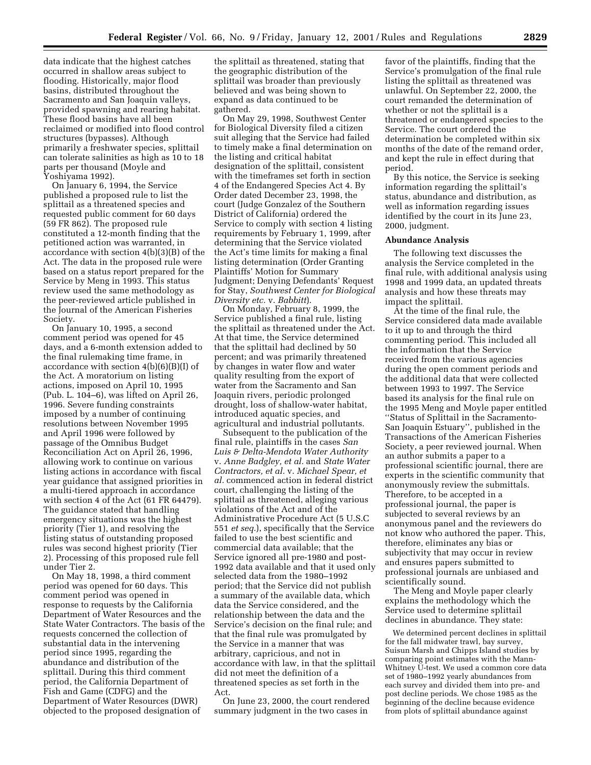data indicate that the highest catches occurred in shallow areas subject to flooding. Historically, major flood basins, distributed throughout the Sacramento and San Joaquin valleys, provided spawning and rearing habitat. These flood basins have all been reclaimed or modified into flood control structures (bypasses). Although primarily a freshwater species, splittail can tolerate salinities as high as 10 to 18 parts per thousand (Moyle and Yoshiyama 1992).

On January 6, 1994, the Service published a proposed rule to list the splittail as a threatened species and requested public comment for 60 days (59 FR 862). The proposed rule constituted a 12-month finding that the petitioned action was warranted, in accordance with section 4(b)(3)(B) of the Act. The data in the proposed rule were based on a status report prepared for the Service by Meng in 1993. This status review used the same methodology as the peer-reviewed article published in the Journal of the American Fisheries Society.

On January 10, 1995, a second comment period was opened for 45 days, and a 6-month extension added to the final rulemaking time frame, in accordance with section 4(b)(6)(B)(I) of the Act. A moratorium on listing actions, imposed on April 10, 1995 (Pub. L. 104–6), was lifted on April 26, 1996. Severe funding constraints imposed by a number of continuing resolutions between November 1995 and April 1996 were followed by passage of the Omnibus Budget Reconciliation Act on April 26, 1996, allowing work to continue on various listing actions in accordance with fiscal year guidance that assigned priorities in a multi-tiered approach in accordance with section 4 of the Act (61 FR 64479). The guidance stated that handling emergency situations was the highest priority (Tier 1), and resolving the listing status of outstanding proposed rules was second highest priority (Tier 2). Processing of this proposed rule fell under Tier 2.

On May 18, 1998, a third comment period was opened for 60 days. This comment period was opened in response to requests by the California Department of Water Resources and the State Water Contractors. The basis of the requests concerned the collection of substantial data in the intervening period since 1995, regarding the abundance and distribution of the splittail. During this third comment period, the California Department of Fish and Game (CDFG) and the Department of Water Resources (DWR) objected to the proposed designation of the splittail as threatened, stating that the geographic distribution of the splittail was broader than previously believed and was being shown to expand as data continued to be gathered.

On May 29, 1998, Southwest Center for Biological Diversity filed a citizen suit alleging that the Service had failed to timely make a final determination on the listing and critical habitat designation of the splittail, consistent with the timeframes set forth in section 4 of the Endangered Species Act 4. By Order dated December 23, 1998, the court (Judge Gonzalez of the Southern District of California) ordered the Service to comply with section 4 listing requirements by February 1, 1999, after determining that the Service violated the Act's time limits for making a final listing determination (Order Granting Plaintiffs' Motion for Summary Judgment; Denying Defendants' Request for Stay, *Southwest Center for Biological Diversity etc.* v. *Babbitt*).

On Monday, February 8, 1999, the Service published a final rule, listing the splittail as threatened under the Act. At that time, the Service determined that the splittail had declined by 50 percent; and was primarily threatened by changes in water flow and water quality resulting from the export of water from the Sacramento and San Joaquin rivers, periodic prolonged drought, loss of shallow-water habitat, introduced aquatic species, and agricultural and industrial pollutants.

Subsequent to the publication of the final rule, plaintiffs in the cases *San Luis & Delta-Mendota Water Authority* v. *Anne Badgley, et al.* and *State Water Contractors, et al.* v. *Michael Spear, et al.* commenced action in federal district court, challenging the listing of the splittail as threatened, alleging various violations of the Act and of the Administrative Procedure Act (5 U.S.C 551 *et seq.*), specifically that the Service failed to use the best scientific and commercial data available; that the Service ignored all pre-1980 and post-1992 data available and that it used only selected data from the 1980–1992 period; that the Service did not publish a summary of the available data, which data the Service considered, and the relationship between the data and the Service's decision on the final rule; and that the final rule was promulgated by the Service in a manner that was arbitrary, capricious, and not in accordance with law, in that the splittail did not meet the definition of a threatened species as set forth in the Act.

On June 23, 2000, the court rendered summary judgment in the two cases in favor of the plaintiffs, finding that the Service's promulgation of the final rule listing the splittail as threatened was unlawful. On September 22, 2000, the court remanded the determination of whether or not the splittail is a threatened or endangered species to the Service. The court ordered the determination be completed within six months of the date of the remand order, and kept the rule in effect during that period.

By this notice, the Service is seeking information regarding the splittail's status, abundance and distribution, as well as information regarding issues identified by the court in its June 23, 2000, judgment.

**Abundance Analysis**

The following text discusses the analysis the Service completed in the final rule, with additional analysis using 1998 and 1999 data, an updated threats analysis and how these threats may impact the splittail.

At the time of the final rule, the Service considered data made available to it up to and through the third commenting period. This included all the information that the Service received from the various agencies during the open comment periods and the additional data that were collected between 1993 to 1997. The Service based its analysis for the final rule on the 1995 Meng and Moyle paper entitled "Status of Splittail in the Sacramento-San Joaquin Estuary", published in the Transactions of the American Fisheries Society, a peer reviewed journal. When an author submits a paper to a professional scientific journal, there are experts in the scientific community that anonymously review the submittals. Therefore, to be accepted in a professional journal, the paper is subjected to several reviews by an anonymous panel and the reviewers do not know who authored the paper. This, therefore, eliminates any bias or subjectivity that may occur in review and ensures papers submitted to professional journals are unbiased and scientifically sound.

The Meng and Moyle paper clearly explains the methodology which the Service used to determine splittail declines in abundance. They state:

> We determined percent declines in splittail for the fall midwater trawl, bay survey, Suisun Marsh and Chipps Island studies by comparing point estimates with the Mann-Whitney U-test. We used a common core data set of 1980–1992 yearly abundances from each survey and divided them into pre- and post decline periods. We chose 1985 as the beginning of the decline because evidence from plots of splittail abundance against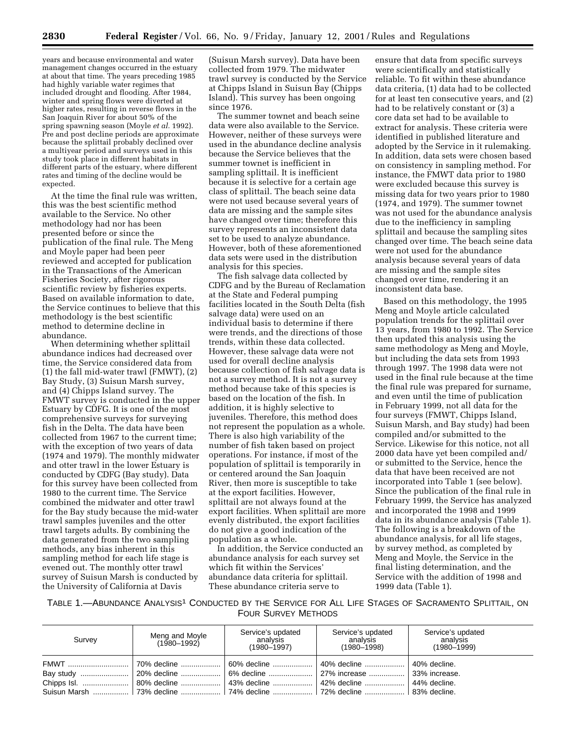years and because environmental and water management changes occurred in the estuary at about that time. The years preceding 1985 had highly variable water regimes that included drought and flooding. After 1984, winter and spring flows were diverted at higher rates, resulting in reverse flows in the San Joaquin River for about 50% of the spring spawning season (Moyle *et al.* 1992). Pre and post decline periods are approximate because the splittail probably declined over a multiyear period and surveys used in this study took place in different habitats in different parts of the estuary, where different rates and timing of the decline would be expected.

At the time the final rule was written, this was the best scientific method available to the Service. No other methodology had nor has been presented before or since the publication of the final rule. The Meng and Moyle paper had been peer reviewed and accepted for publication in the Transactions of the American Fisheries Society, after rigorous scientific review by fisheries experts. Based on available information to date, the Service continues to believe that this methodology is the best scientific method to determine decline in abundance.

When determining whether splittail abundance indices had decreased over time, the Service considered data from (1) the fall mid-water trawl (FMWT), (2) Bay Study, (3) Suisun Marsh survey, and (4) Chipps Island survey. The FMWT survey is conducted in the upper Estuary by CDFG. It is one of the most comprehensive surveys for surveying fish in the Delta. The data have been collected from 1967 to the current time; with the exception of two years of data (1974 and 1979). The monthly midwater and otter trawl in the lower Estuary is conducted by CDFG (Bay study). Data for this survey have been collected from 1980 to the current time. The Service combined the midwater and otter trawl for the Bay study because the mid-water trawl samples juveniles and the otter trawl targets adults. By combining the data generated from the two sampling methods, any bias inherent in this sampling method for each life stage is evened out. The monthly otter trawl survey of Suisun Marsh is conducted by the University of California at Davis (Suisun Marsh survey). Data have been collected from 1979. The midwater trawl survey is conducted by the Service at Chipps Island in Suisun Bay (Chipps Island). This survey has been ongoing since 1976.

The summer townet and beach seine data were also available to the Service. However, neither of these surveys were used in the abundance decline analysis because the Service believes that the summer townet is inefficient in sampling splittail. It is inefficient because it is selective for a certain age class of splittail. The beach seine data were not used because several years of data are missing and the sample sites have changed over time; therefore this survey represents an inconsistent data set to be used to analyze abundance. However, both of these aforementioned data sets were used in the distribution analysis for this species.

The fish salvage data collected by CDFG and by the Bureau of Reclamation at the State and Federal pumping facilities located in the South Delta (fish salvage data) were used on an individual basis to determine if there were trends, and the directions of those trends, within these data collected. However, these salvage data were not used for overall decline analysis because collection of fish salvage data is not a survey method. It is not a survey method because take of this species is based on the location of the fish. In addition, it is highly selective to juveniles. Therefore, this method does not represent the population as a whole. There is also high variability of the number of fish taken based on project operations. For instance, if most of the population of splittail is temporarily in or centered around the San Joaquin River, then more is susceptible to take at the export facilities. However, splittail are not always found at the export facilities. When splittail are more evenly distributed, the export facilities do not give a good indication of the population as a whole.

In addition, the Service conducted an abundance analysis for each survey set which fit within the Services' abundance data criteria for splittail. These abundance criteria serve to ensure that data from specific surveys were scientifically and statistically reliable. To fit within these abundance data criteria, (1) data had to be collected for at least ten consecutive years, and (2) had to be relatively constant or (3) a core data set had to be available to extract for analysis. These criteria were identified in published literature and adopted by the Service in it rulemaking. In addition, data sets were chosen based on consistency in sampling method. For instance, the FMWT data prior to 1980 were excluded because this survey is missing data for two years prior to 1980 (1974, and 1979). The summer townet was not used for the abundance analysis due to the inefficiency in sampling splittail and because the sampling sites changed over time. The beach seine data were not used for the abundance analysis because several years of data are missing and the sample sites changed over time, rendering it an inconsistent data base.

Based on this methodology, the 1995 Meng and Moyle article calculated population trends for the splittail over 13 years, from 1980 to 1992. The Service then updated this analysis using the same methodology as Meng and Moyle, but including the data sets from 1993 through 1997. The 1998 data were not used in the final rule because at the time the final rule was prepared for surname, and even until the time of publication in February 1999, not all data for the four surveys (FMWT, Chipps Island, Suisun Marsh, and Bay study) had been compiled and/or submitted to the Service. Likewise for this notice, not all 2000 data have yet been compiled and/ or submitted to the Service, hence the data that have been received are not incorporated into Table 1 (see below). Since the publication of the final rule in February 1999, the Service has analyzed and incorporated the 1998 and 1999 data in its abundance analysis (Table 1). The following is a breakdown of the abundance analysis, for all life stages, by survey method, as completed by Meng and Moyle, the Service in the final listing determination, and the Service with the addition of 1998 and 1999 data (Table 1).

TABLE 1.—ABUNDANCE ANALYSIS[1] CONDUCTED BY THE SERVICE FOR ALL LIFE STAGES OF SACRAMENTO SPLITTAIL, ON FOUR SURVEY METHODS

| Survey | Meng and Moyle (1980–1992) | Service's updated analysis (1980–1997) | Service's updated analysis (1980–1998) | Service's updated analysis (1980–1999) |
|---|---|---|---|---|
| FMWT | 70% decline | 60% decline | 40% decline | 40% decline. |
| Bay study | 20% decline | 6% decline | 27% increase | 33% increase. |
| Chipps Isl. | 80% decline | 43% decline | 42% decline | 44% decline. |
| Suisun Marsh | 73% decline | 74% decline | 72% decline | 83% decline. |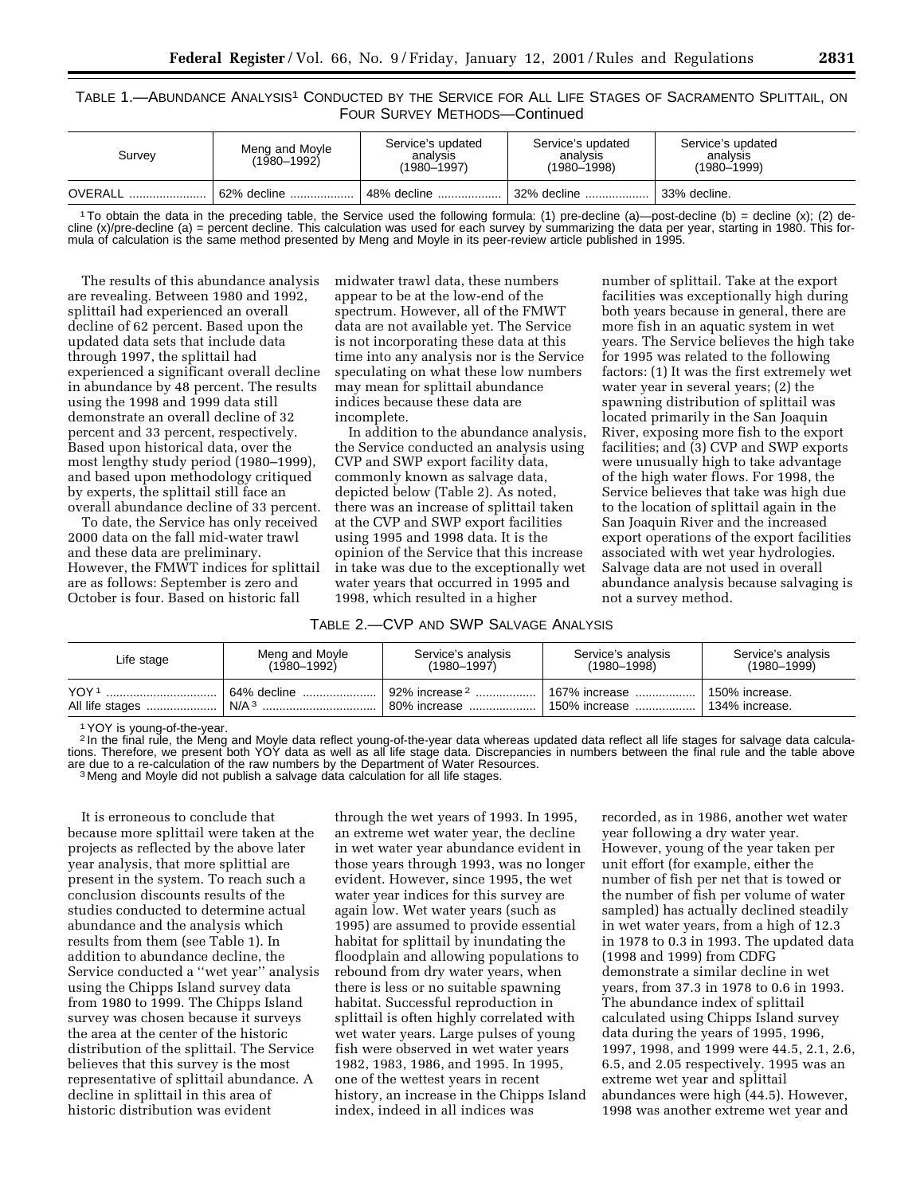TABLE 1.—ABUNDANCE ANALYSIS[1] CONDUCTED BY THE SERVICE FOR ALL LIFE STAGES OF SACRAMENTO SPLITTAIL, ON FOUR SURVEY METHODS—Continued

| Survey | Meng and Moyle (1980–1992) | Service's updated analysis (1980–1997) | Service's updated analysis (1980–1998) | Service's updated analysis (1980–1999) |
|---|---|---|---|---|
| OVERALL | 62% decline | 48% decline | 32% decline | 33% decline. |

[1] To obtain the data in the preceding table, the Service used the following formula: (1) pre-decline (a)—post-decline (b) = decline (x); (2) decline (x)/pre-decline (a) = percent decline. This calculation was used for each survey by summarizing the data per year, starting in 1980. This formula of calculation is the same method presented by Meng and Moyle in its peer-review article published in 1995.

The results of this abundance analysis are revealing. Between 1980 and 1992, splittail had experienced an overall decline of 62 percent. Based upon the updated data sets that include data through 1997, the splittail had experienced a significant overall decline in abundance by 48 percent. The results using the 1998 and 1999 data still demonstrate an overall decline of 32 percent and 33 percent, respectively. Based upon historical data, over the most lengthy study period (1980–1999), and based upon methodology critiqued by experts, the splittail still face an overall abundance decline of 33 percent.

To date, the Service has only received 2000 data on the fall mid-water trawl and these data are preliminary. However, the FMWT indices for splittail are as follows: September is zero and October is four. Based on historic fall midwater trawl data, these numbers appear to be at the low-end of the spectrum. However, all of the FMWT data are not available yet. The Service is not incorporating these data at this time into any analysis nor is the Service speculating on what these low numbers may mean for splittail abundance indices because these data are incomplete.

In addition to the abundance analysis, the Service conducted an analysis using CVP and SWP export facility data, commonly known as salvage data, depicted below (Table 2). As noted, there was an increase of splittail taken at the CVP and SWP export facilities using 1995 and 1998 data. It is the opinion of the Service that this increase in take was due to the exceptionally wet water years that occurred in 1995 and 1998, which resulted in a higher number of splittail. Take at the export facilities was exceptionally high during both years because in general, there are more fish in an aquatic system in wet years. The Service believes the high take for 1995 was related to the following factors: (1) It was the first extremely wet water year in several years; (2) the spawning distribution of splittail was located primarily in the San Joaquin River, exposing more fish to the export facilities; and (3) CVP and SWP exports were unusually high to take advantage of the high water flows. For 1998, the Service believes that take was high due to the location of splittail again in the San Joaquin River and the increased export operations of the export facilities associated with wet year hydrologies. Salvage data are not used in overall abundance analysis because salvaging is not a survey method.

TABLE 2.—CVP AND SWP SALVAGE ANALYSIS

| Life stage | Meng and Moyle (1980–1992) | Service's analysis (1980–1997) | Service's analysis (1980–1998) | Service's analysis (1980–1999) |
|---|---|---|---|---|
| YOY[1] | 64% decline | 92% increase[2] | 167% increase | 150% increase. |
| All life stages | N/A[3] | 80% increase | 150% increase | 134% increase. |

[1] YOY is young-of-the-year.
[2] In the final rule, the Meng and Moyle data reflect young-of-the-year data whereas updated data reflect all life stages for salvage data calculations. Therefore, we present both YOY data as well as all life stage data. Discrepancies in numbers between the final rule and the table above are due to a re-calculation of the raw numbers by the Department of Water Resources.
[3] Meng and Moyle did not publish a salvage data calculation for all life stages.

It is erroneous to conclude that because more splittail were taken at the projects as reflected by the above later year analysis, that more splittial are present in the system. To reach such a conclusion discounts results of the studies conducted to determine actual abundance and the analysis which results from them (see Table 1). In addition to abundance decline, the Service conducted a "wet year" analysis using the Chipps Island survey data from 1980 to 1999. The Chipps Island survey was chosen because it surveys the area at the center of the historic distribution of the splittail. The Service believes that this survey is the most representative of splittail abundance. A decline in splittail in this area of historic distribution was evident through the wet years of 1993. In 1995, an extreme wet water year, the decline in wet water year abundance evident in those years through 1993, was no longer evident. However, since 1995, the wet water year indices for this survey are again low. Wet water years (such as 1995) are assumed to provide essential habitat for splittail by inundating the floodplain and allowing populations to rebound from dry water years, when there is less or no suitable spawning habitat. Successful reproduction in splittail is often highly correlated with wet water years. Large pulses of young fish were observed in wet water years 1982, 1983, 1986, and 1995. In 1995, one of the wettest years in recent history, an increase in the Chipps Island index, indeed in all indices was recorded, as in 1986, another wet water year following a dry water year. However, young of the year taken per unit effort (for example, either the number of fish per net that is towed or the number of fish per volume of water sampled) has actually declined steadily in wet water years, from a high of 12.3 in 1978 to 0.3 in 1993. The updated data (1998 and 1999) from CDFG demonstrate a similar decline in wet years, from 37.3 in 1978 to 0.6 in 1993. The abundance index of splittail calculated using Chipps Island survey data during the years of 1995, 1996, 1997, 1998, and 1999 were 44.5, 2.1, 2.6, 6.5, and 2.05 respectively. 1995 was an extreme wet year and splittail abundances were high (44.5). However, 1998 was another extreme wet year and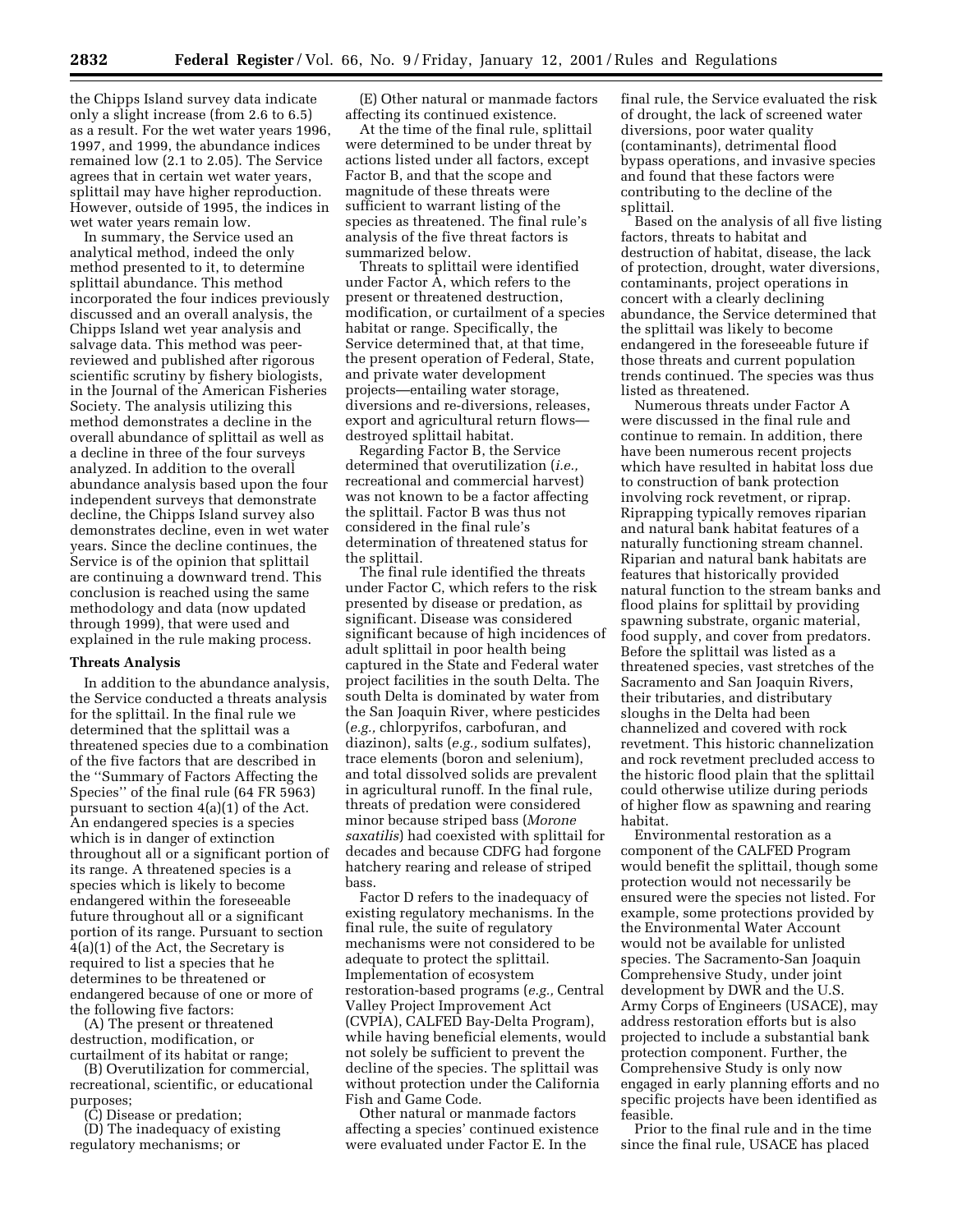the Chipps Island survey data indicate only a slight increase (from 2.6 to 6.5) as a result. For the wet water years 1996, 1997, and 1999, the abundance indices remained low (2.1 to 2.05). The Service agrees that in certain wet water years, splittail may have higher reproduction. However, outside of 1995, the indices in wet water years remain low.

In summary, the Service used an analytical method, indeed the only method presented to it, to determine splittail abundance. This method incorporated the four indices previously discussed and an overall analysis, the Chipps Island wet year analysis and salvage data. This method was peer-reviewed and published after rigorous scientific scrutiny by fishery biologists, in the Journal of the American Fisheries Society. The analysis utilizing this method demonstrates a decline in the overall abundance of splittail as well as a decline in three of the four surveys analyzed. In addition to the overall abundance analysis based upon the four independent surveys that demonstrate decline, the Chipps Island survey also demonstrates decline, even in wet water years. Since the decline continues, the Service is of the opinion that splittail are continuing a downward trend. This conclusion is reached using the same methodology and data (now updated through 1999), that were used and explained in the rule making process.

**Threats Analysis**

In addition to the abundance analysis, the Service conducted a threats analysis for the splittail. In the final rule we determined that the splittail was a threatened species due to a combination of the five factors that are described in the ''Summary of Factors Affecting the Species'' of the final rule (64 FR 5963) pursuant to section 4(a)(1) of the Act. An endangered species is a species which is in danger of extinction throughout all or a significant portion of its range. A threatened species is a species which is likely to become endangered within the foreseeable future throughout all or a significant portion of its range. Pursuant to section 4(a)(1) of the Act, the Secretary is required to list a species that he determines to be threatened or endangered because of one or more of the following five factors:

(A) The present or threatened destruction, modification, or curtailment of its habitat or range;

(B) Overutilization for commercial, recreational, scientific, or educational purposes;

(C) Disease or predation;

(D) The inadequacy of existing regulatory mechanisms; or

(E) Other natural or manmade factors affecting its continued existence.

At the time of the final rule, splittail were determined to be under threat by actions listed under all factors, except Factor B, and that the scope and magnitude of these threats were sufficient to warrant listing of the species as threatened. The final rule's analysis of the five threat factors is summarized below.

Threats to splittail were identified under Factor A, which refers to the present or threatened destruction, modification, or curtailment of a species habitat or range. Specifically, the Service determined that, at that time, the present operation of Federal, State, and private water development projects—entailing water storage, diversions and re-diversions, releases, export and agricultural return flows—destroyed splittail habitat.

Regarding Factor B, the Service determined that overutilization (*i.e.,* recreational and commercial harvest) was not known to be a factor affecting the splittail. Factor B was thus not considered in the final rule's determination of threatened status for the splittail.

The final rule identified the threats under Factor C, which refers to the risk presented by disease or predation, as significant. Disease was considered significant because of high incidences of adult splittail in poor health being captured in the State and Federal water project facilities in the south Delta. The south Delta is dominated by water from the San Joaquin River, where pesticides (*e.g.,* chlorpyrifos, carbofuran, and diazinon), salts (*e.g.,* sodium sulfates), trace elements (boron and selenium), and total dissolved solids are prevalent in agricultural runoff. In the final rule, threats of predation were considered minor because striped bass (*Morone saxatilis*) had coexisted with splittail for decades and because CDFG had forgone hatchery rearing and release of striped bass.

Factor D refers to the inadequacy of existing regulatory mechanisms. In the final rule, the suite of regulatory mechanisms were not considered to be adequate to protect the splittail. Implementation of ecosystem restoration-based programs (*e.g.,* Central Valley Project Improvement Act (CVPIA), CALFED Bay-Delta Program), while having beneficial elements, would not solely be sufficient to prevent the decline of the species. The splittail was without protection under the California Fish and Game Code.

Other natural or manmade factors affecting a species' continued existence were evaluated under Factor E. In the final rule, the Service evaluated the risk of drought, the lack of screened water diversions, poor water quality (contaminants), detrimental flood bypass operations, and invasive species and found that these factors were contributing to the decline of the splittail.

Based on the analysis of all five listing factors, threats to habitat and destruction of habitat, disease, the lack of protection, drought, water diversions, contaminants, project operations in concert with a clearly declining abundance, the Service determined that the splittail was likely to become endangered in the foreseeable future if those threats and current population trends continued. The species was thus listed as threatened.

Numerous threats under Factor A were discussed in the final rule and continue to remain. In addition, there have been numerous recent projects which have resulted in habitat loss due to construction of bank protection involving rock revetment, or riprap. Riprapping typically removes riparian and natural bank habitat features of a naturally functioning stream channel. Riparian and natural bank habitats are features that historically provided natural function to the stream banks and flood plains for splittail by providing spawning substrate, organic material, food supply, and cover from predators. Before the splittail was listed as a threatened species, vast stretches of the Sacramento and San Joaquin Rivers, their tributaries, and distributary sloughs in the Delta had been channelized and covered with rock revetment. This historic channelization and rock revetment precluded access to the historic flood plain that the splittail could otherwise utilize during periods of higher flow as spawning and rearing habitat.

Environmental restoration as a component of the CALFED Program would benefit the splittail, though some protection would not necessarily be ensured were the species not listed. For example, some protections provided by the Environmental Water Account would not be available for unlisted species. The Sacramento-San Joaquin Comprehensive Study, under joint development by DWR and the U.S. Army Corps of Engineers (USACE), may address restoration efforts but is also projected to include a substantial bank protection component. Further, the Comprehensive Study is only now engaged in early planning efforts and no specific projects have been identified as feasible.

Prior to the final rule and in the time since the final rule, USACE has placed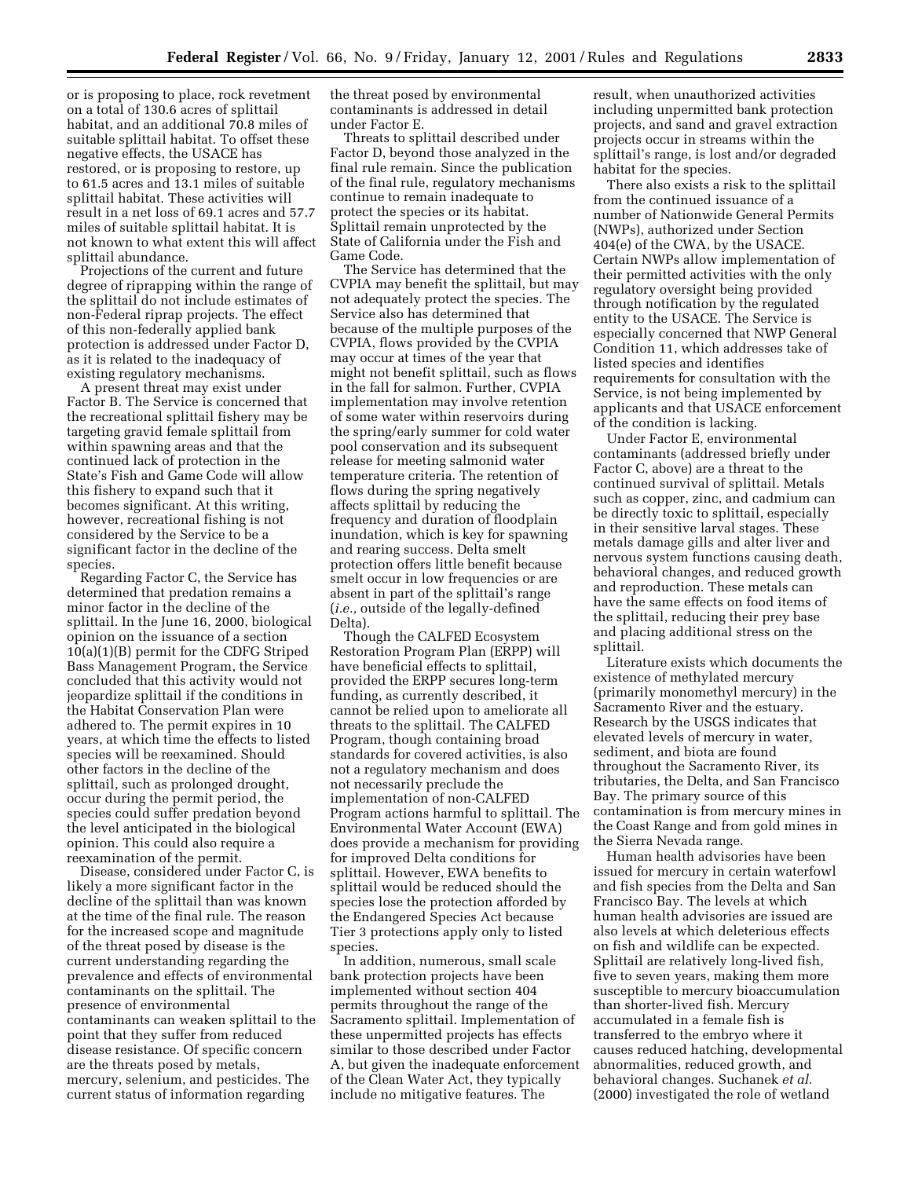or is proposing to place, rock revetment on a total of 130.6 acres of splittail habitat, and an additional 70.8 miles of suitable splittail habitat. To offset these negative effects, the USACE has restored, or is proposing to restore, up to 61.5 acres and 13.1 miles of suitable splittail habitat. These activities will result in a net loss of 69.1 acres and 57.7 miles of suitable splittail habitat. It is not known to what extent this will affect splittail abundance.

Projections of the current and future degree of riprapping within the range of the splittail do not include estimates of non-Federal riprap projects. The effect of this non-federally applied bank protection is addressed under Factor D, as it is related to the inadequacy of existing regulatory mechanisms.

A present threat may exist under Factor B. The Service is concerned that the recreational splittail fishery may be targeting gravid female splittail from within spawning areas and that the continued lack of protection in the State's Fish and Game Code will allow this fishery to expand such that it becomes significant. At this writing, however, recreational fishing is not considered by the Service to be a significant factor in the decline of the species.

Regarding Factor C, the Service has determined that predation remains a minor factor in the decline of the splittail. In the June 16, 2000, biological opinion on the issuance of a section 10(a)(1)(B) permit for the CDFG Striped Bass Management Program, the Service concluded that this activity would not jeopardize splittail if the conditions in the Habitat Conservation Plan were adhered to. The permit expires in 10 years, at which time the effects to listed species will be reexamined. Should other factors in the decline of the splittail, such as prolonged drought, occur during the permit period, the species could suffer predation beyond the level anticipated in the biological opinion. This could also require a reexamination of the permit.

Disease, considered under Factor C, is likely a more significant factor in the decline of the splittail than was known at the time of the final rule. The reason for the increased scope and magnitude of the threat posed by disease is the current understanding regarding the prevalence and effects of environmental contaminants on the splittail. The presence of environmental contaminants can weaken splittail to the point that they suffer from reduced disease resistance. Of specific concern are the threats posed by metals, mercury, selenium, and pesticides. The current status of information regarding the threat posed by environmental contaminants is addressed in detail under Factor E.

Threats to splittail described under Factor D, beyond those analyzed in the final rule remain. Since the publication of the final rule, regulatory mechanisms continue to remain inadequate to protect the species or its habitat. Splittail remain unprotected by the State of California under the Fish and Game Code.

The Service has determined that the CVPIA may benefit the splittail, but may not adequately protect the species. The Service also has determined that because of the multiple purposes of the CVPIA, flows provided by the CVPIA may occur at times of the year that might not benefit splittail, such as flows in the fall for salmon. Further, CVPIA implementation may involve retention of some water within reservoirs during the spring/early summer for cold water pool conservation and its subsequent release for meeting salmonid water temperature criteria. The retention of flows during the spring negatively affects splittail by reducing the frequency and duration of floodplain inundation, which is key for spawning and rearing success. Delta smelt protection offers little benefit because smelt occur in low frequencies or are absent in part of the splittail's range (*i.e.,* outside of the legally-defined Delta).

Though the CALFED Ecosystem Restoration Program Plan (ERPP) will have beneficial effects to splittail, provided the ERPP secures long-term funding, as currently described, it cannot be relied upon to ameliorate all threats to the splittail. The CALFED Program, though containing broad standards for covered activities, is also not a regulatory mechanism and does not necessarily preclude the implementation of non-CALFED Program actions harmful to splittail. The Environmental Water Account (EWA) does provide a mechanism for providing for improved Delta conditions for splittail. However, EWA benefits to splittail would be reduced should the species lose the protection afforded by the Endangered Species Act because Tier 3 protections apply only to listed species.

In addition, numerous, small scale bank protection projects have been implemented without section 404 permits throughout the range of the Sacramento splittail. Implementation of these unpermitted projects has effects similar to those described under Factor A, but given the inadequate enforcement of the Clean Water Act, they typically include no mitigative features. The result, when unauthorized activities including unpermitted bank protection projects, and sand and gravel extraction projects occur in streams within the splittail's range, is lost and/or degraded habitat for the species.

There also exists a risk to the splittail from the continued issuance of a number of Nationwide General Permits (NWPs), authorized under Section 404(e) of the CWA, by the USACE. Certain NWPs allow implementation of their permitted activities with the only regulatory oversight being provided through notification by the regulated entity to the USACE. The Service is especially concerned that NWP General Condition 11, which addresses take of listed species and identifies requirements for consultation with the Service, is not being implemented by applicants and that USACE enforcement of the condition is lacking.

Under Factor E, environmental contaminants (addressed briefly under Factor C, above) are a threat to the continued survival of splittail. Metals such as copper, zinc, and cadmium can be directly toxic to splittail, especially in their sensitive larval stages. These metals damage gills and alter liver and nervous system functions causing death, behavioral changes, and reduced growth and reproduction. These metals can have the same effects on food items of the splittail, reducing their prey base and placing additional stress on the splittail.

Literature exists which documents the existence of methylated mercury (primarily monomethyl mercury) in the Sacramento River and the estuary. Research by the USGS indicates that elevated levels of mercury in water, sediment, and biota are found throughout the Sacramento River, its tributaries, the Delta, and San Francisco Bay. The primary source of this contamination is from mercury mines in the Coast Range and from gold mines in the Sierra Nevada range.

Human health advisories have been issued for mercury in certain waterfowl and fish species from the Delta and San Francisco Bay. The levels at which human health advisories are issued are also levels at which deleterious effects on fish and wildlife can be expected. Splittail are relatively long-lived fish, five to seven years, making them more susceptible to mercury bioaccumulation than shorter-lived fish. Mercury accumulated in a female fish is transferred to the embryo where it causes reduced hatching, developmental abnormalities, reduced growth, and behavioral changes. Suchanek *et al.* (2000) investigated the role of wetland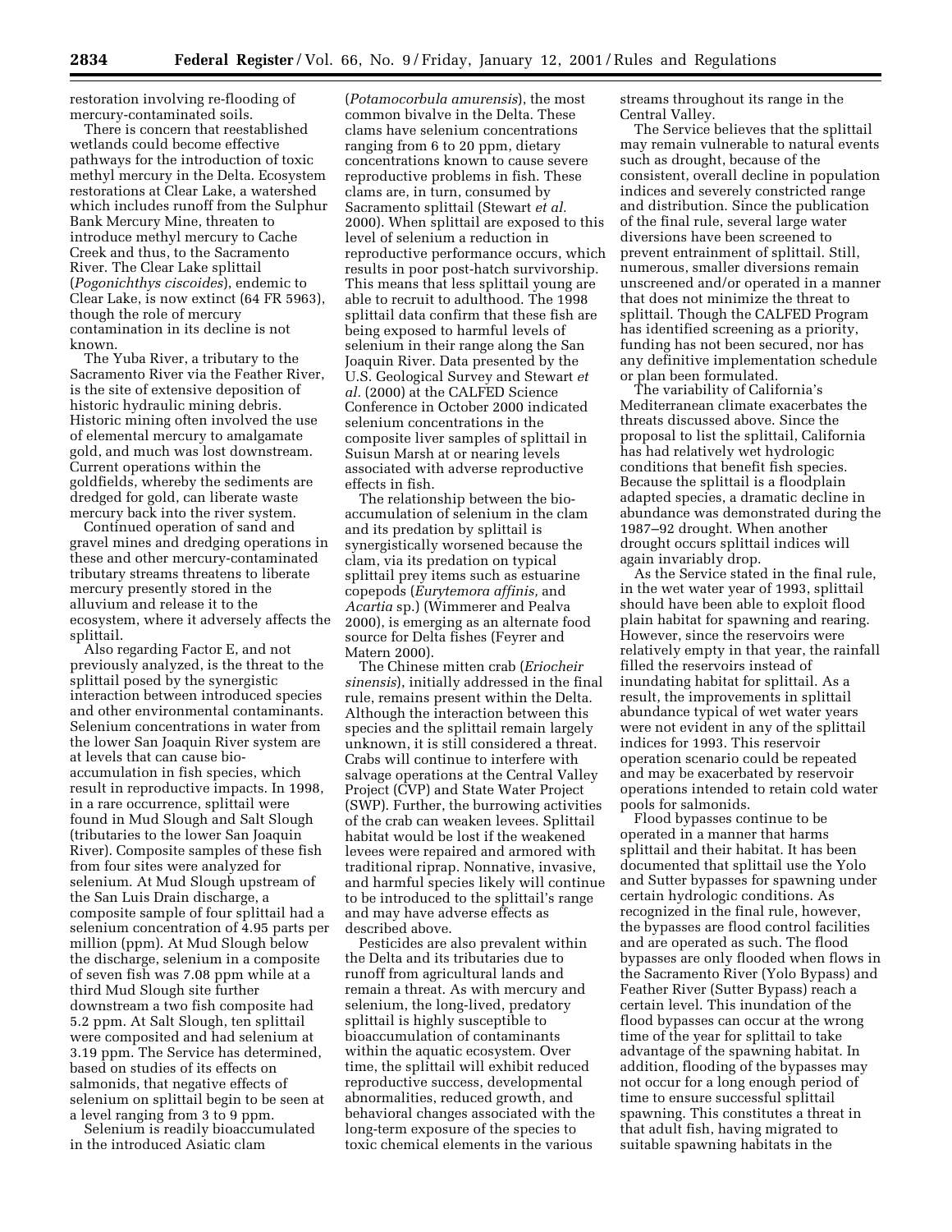restoration involving re-flooding of mercury-contaminated soils.

There is concern that reestablished wetlands could become effective pathways for the introduction of toxic methyl mercury in the Delta. Ecosystem restorations at Clear Lake, a watershed which includes runoff from the Sulphur Bank Mercury Mine, threaten to introduce methyl mercury to Cache Creek and thus, to the Sacramento River. The Clear Lake splittail (*Pogonichthys ciscoides*), endemic to Clear Lake, is now extinct (64 FR 5963), though the role of mercury contamination in its decline is not known.

The Yuba River, a tributary to the Sacramento River via the Feather River, is the site of extensive deposition of historic hydraulic mining debris. Historic mining often involved the use of elemental mercury to amalgamate gold, and much was lost downstream. Current operations within the goldfields, whereby the sediments are dredged for gold, can liberate waste mercury back into the river system.

Continued operation of sand and gravel mines and dredging operations in these and other mercury-contaminated tributary streams threatens to liberate mercury presently stored in the alluvium and release it to the ecosystem, where it adversely affects the splittail.

Also regarding Factor E, and not previously analyzed, is the threat to the splittail posed by the synergistic interaction between introduced species and other environmental contaminants. Selenium concentrations in water from the lower San Joaquin River system are at levels that can cause bio-accumulation in fish species, which result in reproductive impacts. In 1998, in a rare occurrence, splittail were found in Mud Slough and Salt Slough (tributaries to the lower San Joaquin River). Composite samples of these fish from four sites were analyzed for selenium. At Mud Slough upstream of the San Luis Drain discharge, a composite sample of four splittail had a selenium concentration of 4.95 parts per million (ppm). At Mud Slough below the discharge, selenium in a composite of seven fish was 7.08 ppm while at a third Mud Slough site further downstream a two fish composite had 5.2 ppm. At Salt Slough, ten splittail were composited and had selenium at 3.19 ppm. The Service has determined, based on studies of its effects on salmonids, that negative effects of selenium on splittail begin to be seen at a level ranging from 3 to 9 ppm.

Selenium is readily bioaccumulated in the introduced Asiatic clam (*Potamocorbula amurensis*), the most common bivalve in the Delta. These clams have selenium concentrations ranging from 6 to 20 ppm, dietary concentrations known to cause severe reproductive problems in fish. These clams are, in turn, consumed by Sacramento splittail (Stewart *et al.* 2000). When splittail are exposed to this level of selenium a reduction in reproductive performance occurs, which results in poor post-hatch survivorship. This means that less splittail young are able to recruit to adulthood. The 1998 splittail data confirm that these fish are being exposed to harmful levels of selenium in their range along the San Joaquin River. Data presented by the U.S. Geological Survey and Stewart *et al.* (2000) at the CALFED Science Conference in October 2000 indicated selenium concentrations in the composite liver samples of splittail in Suisun Marsh at or nearing levels associated with adverse reproductive effects in fish.

The relationship between the bio-accumulation of selenium in the clam and its predation by splittail is synergistically worsened because the clam, via its predation on typical splittail prey items such as estuarine copepods (*Eurytemora affinis,* and *Acartia* sp.) (Wimmerer and Pealva 2000), is emerging as an alternate food source for Delta fishes (Feyrer and Matern 2000).

The Chinese mitten crab (*Eriocheir sinensis*), initially addressed in the final rule, remains present within the Delta. Although the interaction between this species and the splittail remain largely unknown, it is still considered a threat. Crabs will continue to interfere with salvage operations at the Central Valley Project (CVP) and State Water Project (SWP). Further, the burrowing activities of the crab can weaken levees. Splittail habitat would be lost if the weakened levees were repaired and armored with traditional riprap. Nonnative, invasive, and harmful species likely will continue to be introduced to the splittail's range and may have adverse effects as described above.

Pesticides are also prevalent within the Delta and its tributaries due to runoff from agricultural lands and remain a threat. As with mercury and selenium, the long-lived, predatory splittail is highly susceptible to bioaccumulation of contaminants within the aquatic ecosystem. Over time, the splittail will exhibit reduced reproductive success, developmental abnormalities, reduced growth, and behavioral changes associated with the long-term exposure of the species to toxic chemical elements in the various streams throughout its range in the Central Valley.

The Service believes that the splittail may remain vulnerable to natural events such as drought, because of the consistent, overall decline in population indices and severely constricted range and distribution. Since the publication of the final rule, several large water diversions have been screened to prevent entrainment of splittail. Still, numerous, smaller diversions remain unscreened and/or operated in a manner that does not minimize the threat to splittail. Though the CALFED Program has identified screening as a priority, funding has not been secured, nor has any definitive implementation schedule or plan been formulated.

The variability of California's Mediterranean climate exacerbates the threats discussed above. Since the proposal to list the splittail, California has had relatively wet hydrologic conditions that benefit fish species. Because the splittail is a floodplain adapted species, a dramatic decline in abundance was demonstrated during the 1987–92 drought. When another drought occurs splittail indices will again invariably drop.

As the Service stated in the final rule, in the wet water year of 1993, splittail should have been able to exploit flood plain habitat for spawning and rearing. However, since the reservoirs were relatively empty in that year, the rainfall filled the reservoirs instead of inundating habitat for splittail. As a result, the improvements in splittail abundance typical of wet water years were not evident in any of the splittail indices for 1993. This reservoir operation scenario could be repeated and may be exacerbated by reservoir operations intended to retain cold water pools for salmonids.

Flood bypasses continue to be operated in a manner that harms splittail and their habitat. It has been documented that splittail use the Yolo and Sutter bypasses for spawning under certain hydrologic conditions. As recognized in the final rule, however, the bypasses are flood control facilities and are operated as such. The flood bypasses are only flooded when flows in the Sacramento River (Yolo Bypass) and Feather River (Sutter Bypass) reach a certain level. This inundation of the flood bypasses can occur at the wrong time of the year for splittail to take advantage of the spawning habitat. In addition, flooding of the bypasses may not occur for a long enough period of time to ensure successful splittail spawning. This constitutes a threat in that adult fish, having migrated to suitable spawning habitats in the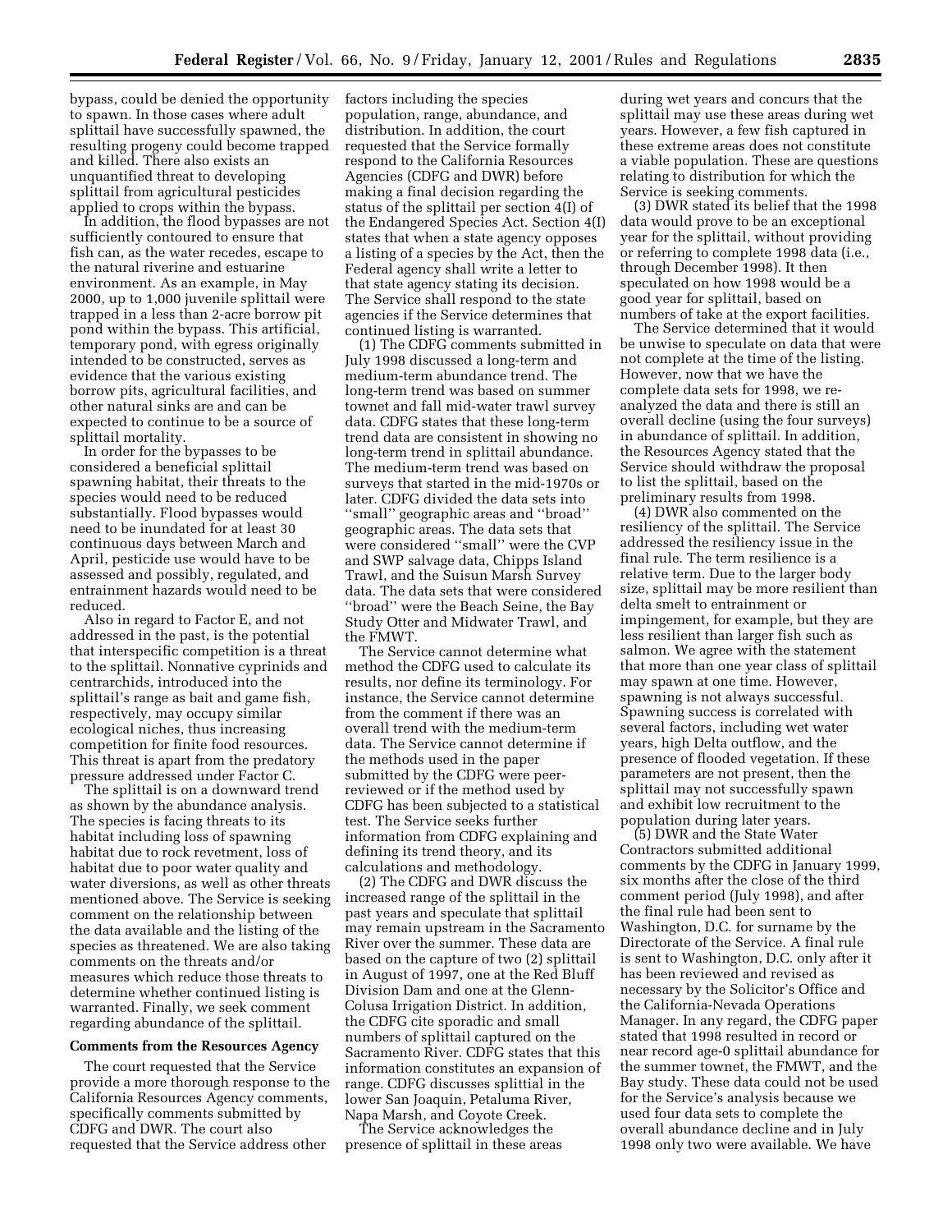bypass, could be denied the opportunity to spawn. In those cases where adult splittail have successfully spawned, the resulting progeny could become trapped and killed. There also exists an unquantified threat to developing splittail from agricultural pesticides applied to crops within the bypass.

In addition, the flood bypasses are not sufficiently contoured to ensure that fish can, as the water recedes, escape to the natural riverine and estuarine environment. As an example, in May 2000, up to 1,000 juvenile splittail were trapped in a less than 2-acre borrow pit pond within the bypass. This artificial, temporary pond, with egress originally intended to be constructed, serves as evidence that the various existing borrow pits, agricultural facilities, and other natural sinks are and can be expected to continue to be a source of splittail mortality.

In order for the bypasses to be considered a beneficial splittail spawning habitat, their threats to the species would need to be reduced substantially. Flood bypasses would need to be inundated for at least 30 continuous days between March and April, pesticide use would have to be assessed and possibly, regulated, and entrainment hazards would need to be reduced.

Also in regard to Factor E, and not addressed in the past, is the potential that interspecific competition is a threat to the splittail. Nonnative cyprinids and centrarchids, introduced into the splittail's range as bait and game fish, respectively, may occupy similar ecological niches, thus increasing competition for finite food resources. This threat is apart from the predatory pressure addressed under Factor C.

The splittail is on a downward trend as shown by the abundance analysis. The species is facing threats to its habitat including loss of spawning habitat due to rock revetment, loss of habitat due to poor water quality and water diversions, as well as other threats mentioned above. The Service is seeking comment on the relationship between the data available and the listing of the species as threatened. We are also taking comments on the threats and/or measures which reduce those threats to determine whether continued listing is warranted. Finally, we seek comment regarding abundance of the splittail.

**Comments from the Resources Agency**

The court requested that the Service provide a more thorough response to the California Resources Agency comments, specifically comments submitted by CDFG and DWR. The court also requested that the Service address other factors including the species population, range, abundance, and distribution. In addition, the court requested that the Service formally respond to the California Resources Agencies (CDFG and DWR) before making a final decision regarding the status of the splittail per section 4(I) of the Endangered Species Act. Section 4(I) states that when a state agency opposes a listing of a species by the Act, then the Federal agency shall write a letter to that state agency stating its decision. The Service shall respond to the state agencies if the Service determines that continued listing is warranted.

(1) The CDFG comments submitted in July 1998 discussed a long-term and medium-term abundance trend. The long-term trend was based on summer townet and fall mid-water trawl survey data. CDFG states that these long-term trend data are consistent in showing no long-term trend in splittail abundance. The medium-term trend was based on surveys that started in the mid-1970s or later. CDFG divided the data sets into "small" geographic areas and "broad" geographic areas. The data sets that were considered "small" were the CVP and SWP salvage data, Chipps Island Trawl, and the Suisun Marsh Survey data. The data sets that were considered "broad" were the Beach Seine, the Bay Study Otter and Midwater Trawl, and the FMWT.

The Service cannot determine what method the CDFG used to calculate its results, nor define its terminology. For instance, the Service cannot determine from the comment if there was an overall trend with the medium-term data. The Service cannot determine if the methods used in the paper submitted by the CDFG were peer-reviewed or if the method used by CDFG has been subjected to a statistical test. The Service seeks further information from CDFG explaining and defining its trend theory, and its calculations and methodology.

(2) The CDFG and DWR discuss the increased range of the splittail in the past years and speculate that splittail may remain upstream in the Sacramento River over the summer. These data are based on the capture of two (2) splittail in August of 1997, one at the Red Bluff Division Dam and one at the Glenn-Colusa Irrigation District. In addition, the CDFG cite sporadic and small numbers of splittail captured on the Sacramento River. CDFG states that this information constitutes an expansion of range. CDFG discusses splittial in the lower San Joaquin, Petaluma River, Napa Marsh, and Coyote Creek.

The Service acknowledges the presence of splittail in these areas during wet years and concurs that the splittail may use these areas during wet years. However, a few fish captured in these extreme areas does not constitute a viable population. These are questions relating to distribution for which the Service is seeking comments.

(3) DWR stated its belief that the 1998 data would prove to be an exceptional year for the splittail, without providing or referring to complete 1998 data (i.e., through December 1998). It then speculated on how 1998 would be a good year for splittail, based on numbers of take at the export facilities.

The Service determined that it would be unwise to speculate on data that were not complete at the time of the listing. However, now that we have the complete data sets for 1998, we re-analyzed the data and there is still an overall decline (using the four surveys) in abundance of splittail. In addition, the Resources Agency stated that the Service should withdraw the proposal to list the splittail, based on the preliminary results from 1998.

(4) DWR also commented on the resiliency of the splittail. The Service addressed the resiliency issue in the final rule. The term resilience is a relative term. Due to the larger body size, splittail may be more resilient than delta smelt to entrainment or impingement, for example, but they are less resilient than larger fish such as salmon. We agree with the statement that more than one year class of splittail may spawn at one time. However, spawning is not always successful. Spawning success is correlated with several factors, including wet water years, high Delta outflow, and the presence of flooded vegetation. If these parameters are not present, then the splittail may not successfully spawn and exhibit low recruitment to the population during later years.

(5) DWR and the State Water Contractors submitted additional comments by the CDFG in January 1999, six months after the close of the third comment period (July 1998), and after the final rule had been sent to Washington, D.C. for surname by the Directorate of the Service. A final rule is sent to Washington, D.C. only after it has been reviewed and revised as necessary by the Solicitor's Office and the California-Nevada Operations Manager. In any regard, the CDFG paper stated that 1998 resulted in record or near record age-0 splittail abundance for the summer townet, the FMWT, and the Bay study. These data could not be used for the Service's analysis because we used four data sets to complete the overall abundance decline and in July 1998 only two were available. We have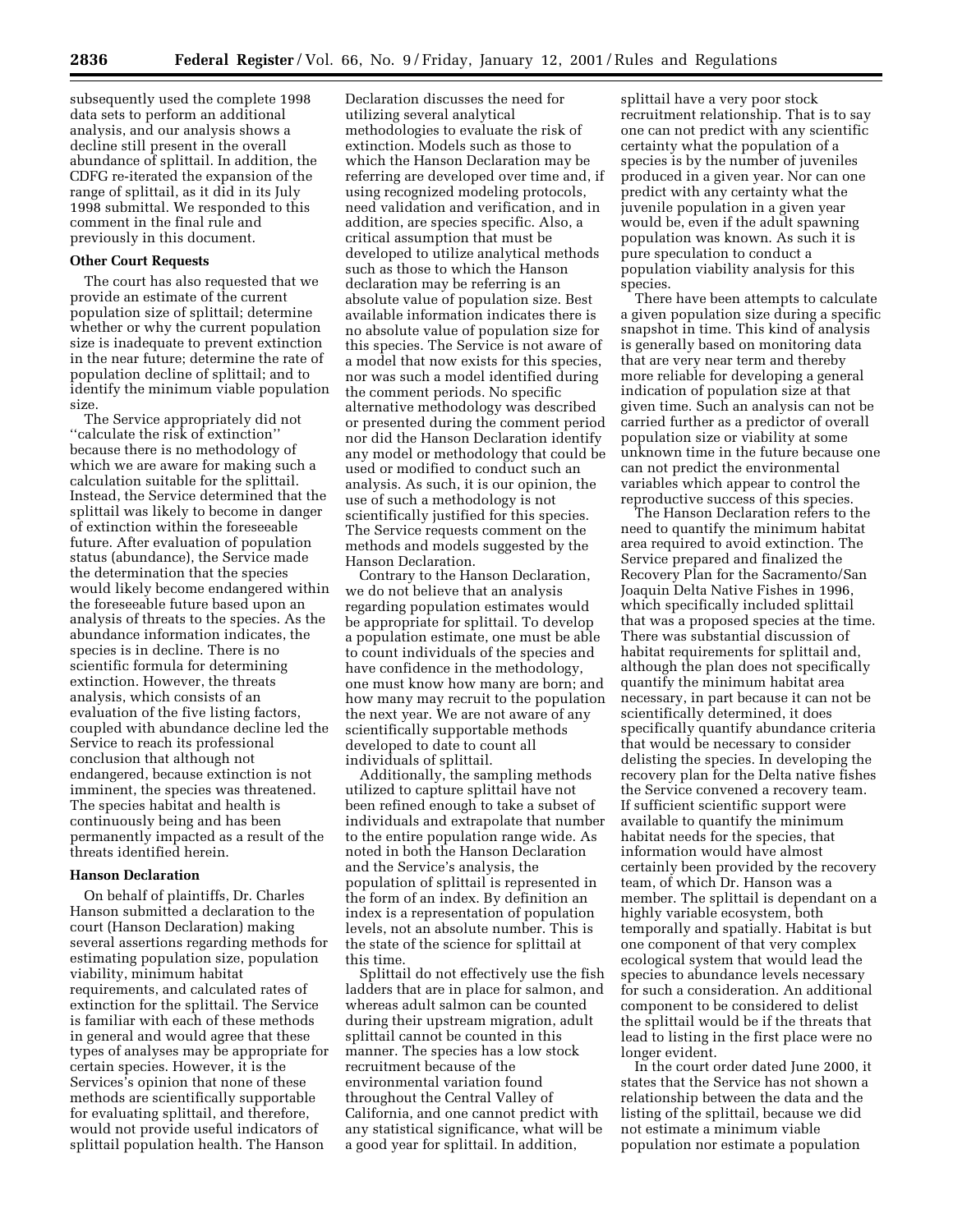subsequently used the complete 1998 data sets to perform an additional analysis, and our analysis shows a decline still present in the overall abundance of splittail. In addition, the CDFG re-iterated the expansion of the range of splittail, as it did in its July 1998 submittal. We responded to this comment in the final rule and previously in this document.

**Other Court Requests**

The court has also requested that we provide an estimate of the current population size of splittail; determine whether or why the current population size is inadequate to prevent extinction in the near future; determine the rate of population decline of splittail; and to identify the minimum viable population size.

The Service appropriately did not ''calculate the risk of extinction'' because there is no methodology of which we are aware for making such a calculation suitable for the splittail. Instead, the Service determined that the splittail was likely to become in danger of extinction within the foreseeable future. After evaluation of population status (abundance), the Service made the determination that the species would likely become endangered within the foreseeable future based upon an analysis of threats to the species. As the abundance information indicates, the species is in decline. There is no scientific formula for determining extinction. However, the threats analysis, which consists of an evaluation of the five listing factors, coupled with abundance decline led the Service to reach its professional conclusion that although not endangered, because extinction is not imminent, the species was threatened. The species habitat and health is continuously being and has been permanently impacted as a result of the threats identified herein.

**Hanson Declaration**

On behalf of plaintiffs, Dr. Charles Hanson submitted a declaration to the court (Hanson Declaration) making several assertions regarding methods for estimating population size, population viability, minimum habitat requirements, and calculated rates of extinction for the splittail. The Service is familiar with each of these methods in general and would agree that these types of analyses may be appropriate for certain species. However, it is the Services's opinion that none of these methods are scientifically supportable for evaluating splittail, and therefore, would not provide useful indicators of splittail population health. The Hanson Declaration discusses the need for utilizing several analytical methodologies to evaluate the risk of extinction. Models such as those to which the Hanson Declaration may be referring are developed over time and, if using recognized modeling protocols, need validation and verification, and in addition, are species specific. Also, a critical assumption that must be developed to utilize analytical methods such as those to which the Hanson declaration may be referring is an absolute value of population size. Best available information indicates there is no absolute value of population size for this species. The Service is not aware of a model that now exists for this species, nor was such a model identified during the comment periods. No specific alternative methodology was described or presented during the comment period nor did the Hanson Declaration identify any model or methodology that could be used or modified to conduct such an analysis. As such, it is our opinion, the use of such a methodology is not scientifically justified for this species. The Service requests comment on the methods and models suggested by the Hanson Declaration.

Contrary to the Hanson Declaration, we do not believe that an analysis regarding population estimates would be appropriate for splittail. To develop a population estimate, one must be able to count individuals of the species and have confidence in the methodology, one must know how many are born; and how many may recruit to the population the next year. We are not aware of any scientifically supportable methods developed to date to count all individuals of splittail.

Additionally, the sampling methods utilized to capture splittail have not been refined enough to take a subset of individuals and extrapolate that number to the entire population range wide. As noted in both the Hanson Declaration and the Service's analysis, the population of splittail is represented in the form of an index. By definition an index is a representation of population levels, not an absolute number. This is the state of the science for splittail at this time.

Splittail do not effectively use the fish ladders that are in place for salmon, and whereas adult salmon can be counted during their upstream migration, adult splittail cannot be counted in this manner. The species has a low stock recruitment because of the environmental variation found throughout the Central Valley of California, and one cannot predict with any statistical significance, what will be a good year for splittail. In addition, splittail have a very poor stock recruitment relationship. That is to say one can not predict with any scientific certainty what the population of a species is by the number of juveniles produced in a given year. Nor can one predict with any certainty what the juvenile population in a given year would be, even if the adult spawning population was known. As such it is pure speculation to conduct a population viability analysis for this species.

There have been attempts to calculate a given population size during a specific snapshot in time. This kind of analysis is generally based on monitoring data that are very near term and thereby more reliable for developing a general indication of population size at that given time. Such an analysis can not be carried further as a predictor of overall population size or viability at some unknown time in the future because one can not predict the environmental variables which appear to control the reproductive success of this species.

The Hanson Declaration refers to the need to quantify the minimum habitat area required to avoid extinction. The Service prepared and finalized the Recovery Plan for the Sacramento/San Joaquin Delta Native Fishes in 1996, which specifically included splittail that was a proposed species at the time. There was substantial discussion of habitat requirements for splittail and, although the plan does not specifically quantify the minimum habitat area necessary, in part because it can not be scientifically determined, it does specifically quantify abundance criteria that would be necessary to consider delisting the species. In developing the recovery plan for the Delta native fishes the Service convened a recovery team. If sufficient scientific support were available to quantify the minimum habitat needs for the species, that information would have almost certainly been provided by the recovery team, of which Dr. Hanson was a member. The splittail is dependant on a highly variable ecosystem, both temporally and spatially. Habitat is but one component of that very complex ecological system that would lead the species to abundance levels necessary for such a consideration. An additional component to be considered to delist the splittail would be if the threats that lead to listing in the first place were no longer evident.

In the court order dated June 2000, it states that the Service has not shown a relationship between the data and the listing of the splittail, because we did not estimate a minimum viable population nor estimate a population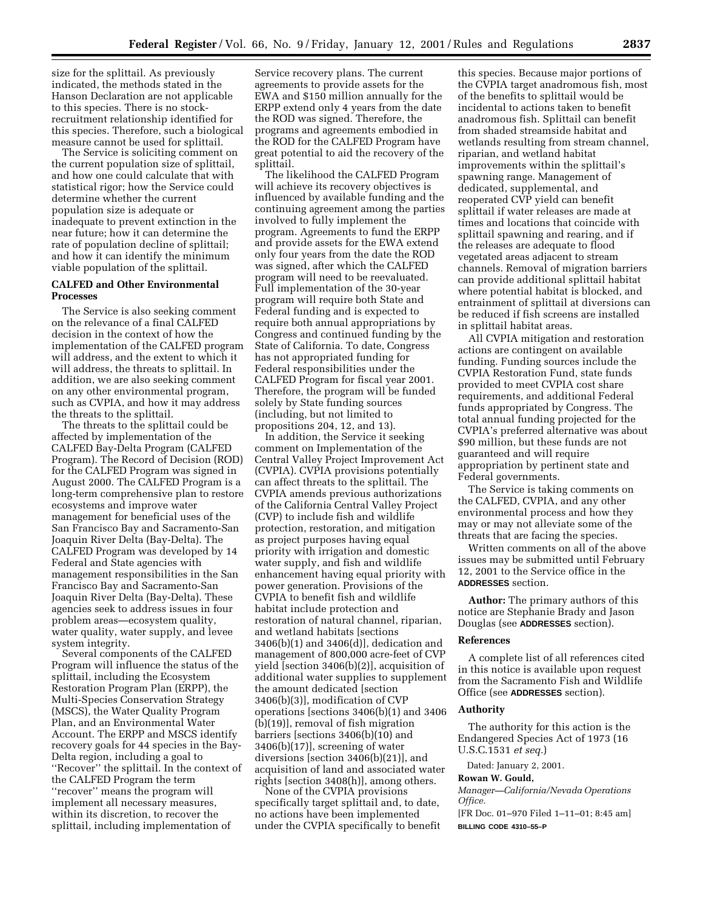size for the splittail. As previously indicated, the methods stated in the Hanson Declaration are not applicable to this species. There is no stock-recruitment relationship identified for this species. Therefore, such a biological measure cannot be used for splittail.

The Service is soliciting comment on the current population size of splittail, and how one could calculate that with statistical rigor; how the Service could determine whether the current population size is adequate or inadequate to prevent extinction in the near future; how it can determine the rate of population decline of splittail; and how it can identify the minimum viable population of the splittail.

### CALFED and Other Environmental Processes

The Service is also seeking comment on the relevance of a final CALFED decision in the context of how the implementation of the CALFED program will address, and the extent to which it will address, the threats to splittail. In addition, we are also seeking comment on any other environmental program, such as CVPIA, and how it may address the threats to the splittail.

The threats to the splittail could be affected by implementation of the CALFED Bay-Delta Program (CALFED Program). The Record of Decision (ROD) for the CALFED Program was signed in August 2000. The CALFED Program is a long-term comprehensive plan to restore ecosystems and improve water management for beneficial uses of the San Francisco Bay and Sacramento-San Joaquin River Delta (Bay-Delta). The CALFED Program was developed by 14 Federal and State agencies with management responsibilities in the San Francisco Bay and Sacramento-San Joaquin River Delta (Bay-Delta). These agencies seek to address issues in four problem areas—ecosystem quality, water quality, water supply, and levee system integrity.

Several components of the CALFED Program will influence the status of the splittail, including the Ecosystem Restoration Program Plan (ERPP), the Multi-Species Conservation Strategy (MSCS), the Water Quality Program Plan, and an Environmental Water Account. The ERPP and MSCS identify recovery goals for 44 species in the Bay-Delta region, including a goal to ''Recover'' the splittail. In the context of the CALFED Program the term ''recover'' means the program will implement all necessary measures, within its discretion, to recover the splittail, including implementation of Service recovery plans. The current agreements to provide assets for the EWA and $150 million annually for the ERPP extend only 4 years from the date the ROD was signed. Therefore, the programs and agreements embodied in the ROD for the CALFED Program have great potential to aid the recovery of the splittail.

The likelihood the CALFED Program will achieve its recovery objectives is influenced by available funding and the continuing agreement among the parties involved to fully implement the program. Agreements to fund the ERPP and provide assets for the EWA extend only four years from the date the ROD was signed, after which the CALFED program will need to be reevaluated. Full implementation of the 30-year program will require both State and Federal funding and is expected to require both annual appropriations by Congress and continued funding by the State of California. To date, Congress has not appropriated funding for Federal responsibilities under the CALFED Program for fiscal year 2001. Therefore, the program will be funded solely by State funding sources (including, but not limited to propositions 204, 12, and 13).

In addition, the Service it seeking comment on Implementation of the Central Valley Project Improvement Act (CVPIA). CVPIA provisions potentially can affect threats to the splittail. The CVPIA amends previous authorizations of the California Central Valley Project (CVP) to include fish and wildlife protection, restoration, and mitigation as project purposes having equal priority with irrigation and domestic water supply, and fish and wildlife enhancement having equal priority with power generation. Provisions of the CVPIA to benefit fish and wildlife habitat include protection and restoration of natural channel, riparian, and wetland habitats [sections 3406(b)(1) and 3406(d)], dedication and management of 800,000 acre-feet of CVP yield [section 3406(b)(2)], acquisition of additional water supplies to supplement the amount dedicated [section 3406(b)(3)], modification of CVP operations [sections 3406(b)(1) and 3406 (b)(19)], removal of fish migration barriers [sections 3406(b)(10) and 3406(b)(17)], screening of water diversions [section 3406(b)(21)], and acquisition of land and associated water rights [section 3408(h)], among others.

None of the CVPIA provisions specifically target splittail and, to date, no actions have been implemented under the CVPIA specifically to benefit this species. Because major portions of the CVPIA target anadromous fish, most of the benefits to splittail would be incidental to actions taken to benefit anadromous fish. Splittail can benefit from shaded streamside habitat and wetlands resulting from stream channel, riparian, and wetland habitat improvements within the splittail's spawning range. Management of dedicated, supplemental, and reoperated CVP yield can benefit splittail if water releases are made at times and locations that coincide with splittail spawning and rearing, and if the releases are adequate to flood vegetated areas adjacent to stream channels. Removal of migration barriers can provide additional splittail habitat where potential habitat is blocked, and entrainment of splittail at diversions can be reduced if fish screens are installed in splittail habitat areas.

All CVPIA mitigation and restoration actions are contingent on available funding. Funding sources include the CVPIA Restoration Fund, state funds provided to meet CVPIA cost share requirements, and additional Federal funds appropriated by Congress. The total annual funding projected for the CVPIA's preferred alternative was about $90 million, but these funds are not guaranteed and will require appropriation by pertinent state and Federal governments.

The Service is taking comments on the CALFED, CVPIA, and any other environmental process and how they may or may not alleviate some of the threats that are facing the species.

Written comments on all of the above issues may be submitted until February 12, 2001 to the Service office in the **ADDRESSES** section.

**Author:** The primary authors of this notice are Stephanie Brady and Jason Douglas (see **ADDRESSES** section).

### References

A complete list of all references cited in this notice is available upon request from the Sacramento Fish and Wildlife Office (see **ADDRESSES** section).

### Authority

The authority for this action is the Endangered Species Act of 1973 (16 U.S.C.1531 *et seq.*)

Dated: January 2, 2001.

**Rowan W. Gould,**

*Manager—California/Nevada Operations Office.*

[FR Doc. 01–970 Filed 1–11–01; 8:45 am]

**BILLING CODE 4310–55–P**